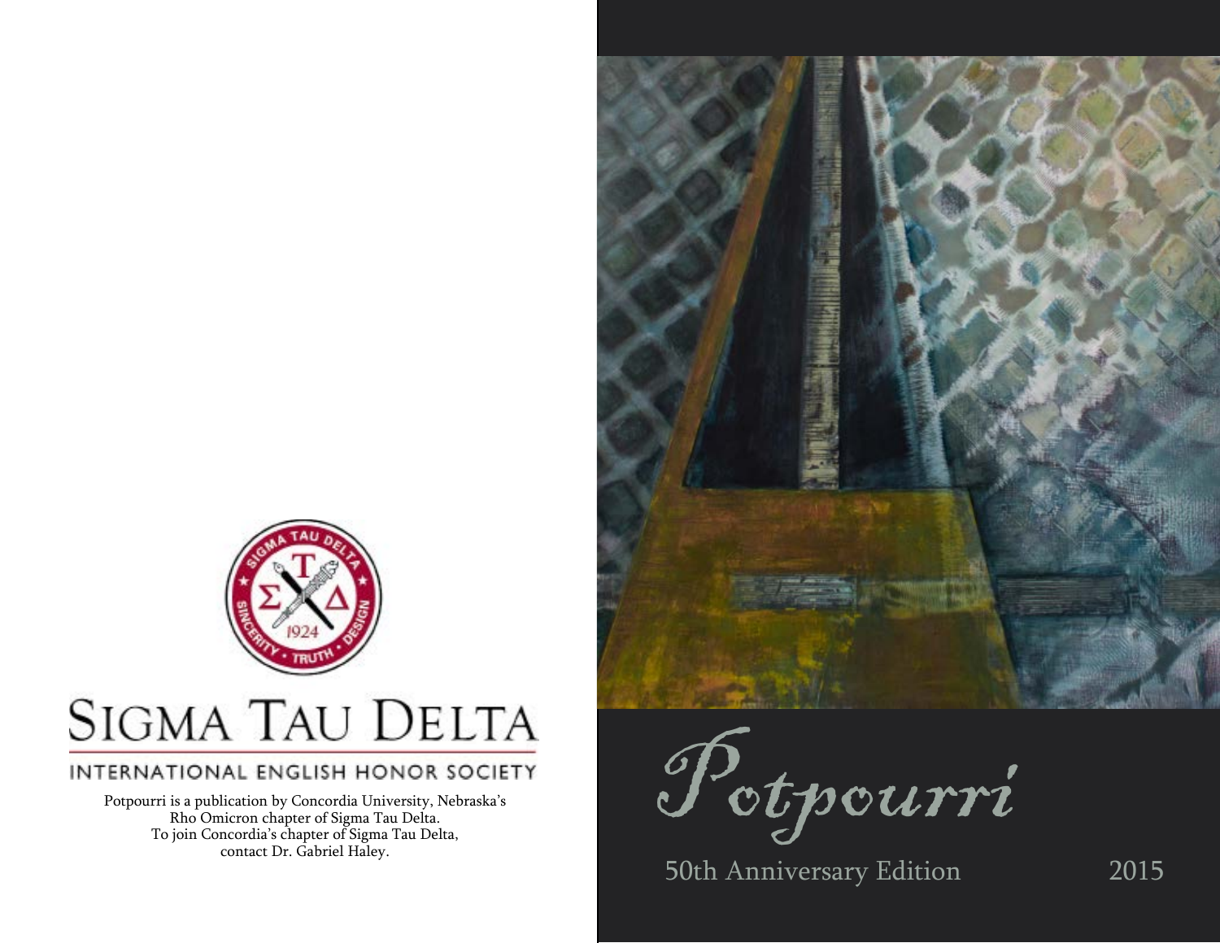SIGMA TAU DELTA

INTERNATIONAL ENGLISH HONOR SOCIETY

Potpourri is a publication by Concordia University, Nebraska's Rho Omicron chapter of Sigma Tau Delta.
To join Concordia's chapter of Sigma Tau Delta, contact Dr. Gabriel Haley.

# *Potpourri*

50th Anniversary Edition 2015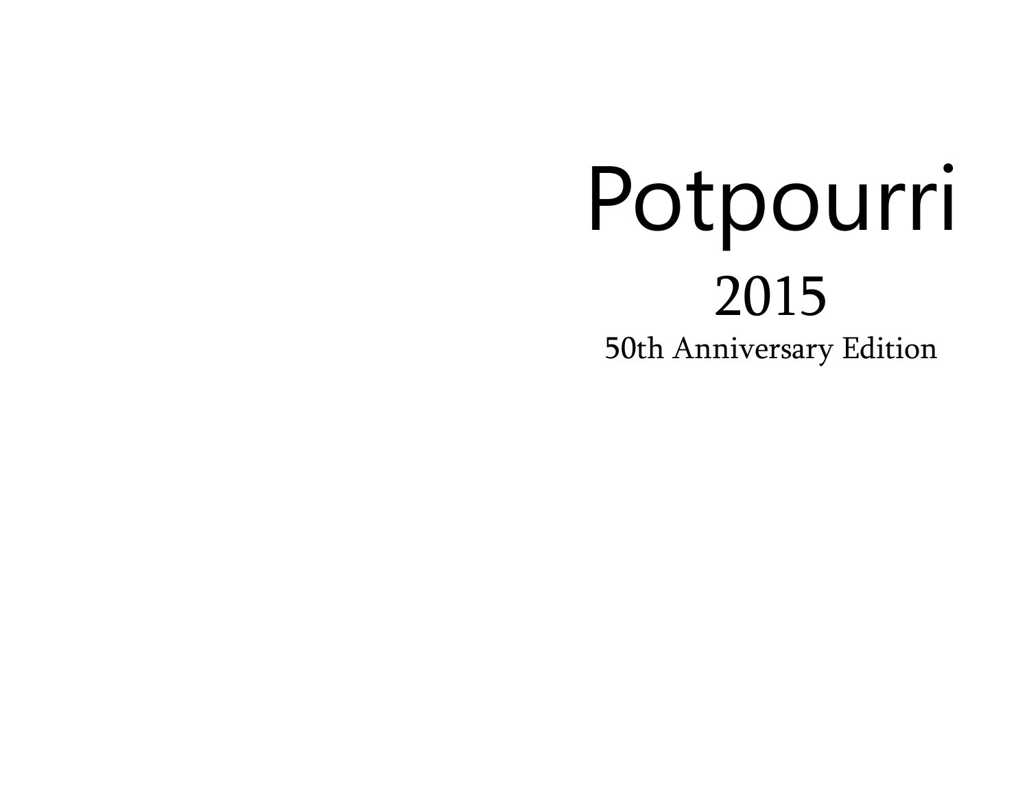# Potpourri

## 2015

### 50th Anniversary Edition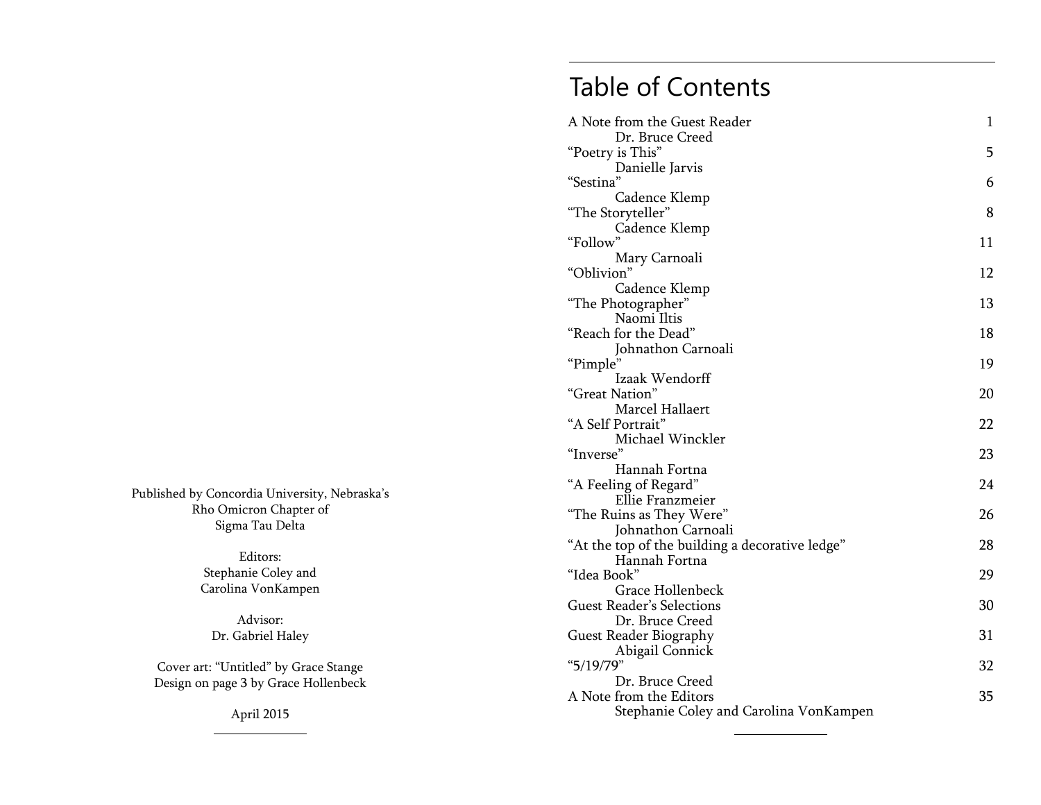Published by Concordia University, Nebraska's
Rho Omicron Chapter of
Sigma Tau Delta

Editors:
Stephanie Coley and
Carolina VonKampen

Advisor:
Dr. Gabriel Haley

Cover art: "Untitled" by Grace Stange
Design on page 3 by Grace Hollenbeck

April 2015

# Table of Contents

| | |
|---|---|
| A Note from the Guest Reader<br>Dr. Bruce Creed | 1 |
| "Poetry is This"<br>Danielle Jarvis | 5 |
| "Sestina"<br>Cadence Klemp | 6 |
| "The Storyteller"<br>Cadence Klemp | 8 |
| "Follow"<br>Mary Carnoali | 11 |
| "Oblivion"<br>Cadence Klemp | 12 |
| "The Photographer"<br>Naomi Iltis | 13 |
| "Reach for the Dead"<br>Johnathon Carnoali | 18 |
| "Pimple"<br>Izaak Wendorff | 19 |
| "Great Nation"<br>Marcel Hallaert | 20 |
| "A Self Portrait"<br>Michael Winckler | 22 |
| "Inverse"<br>Hannah Fortna | 23 |
| "A Feeling of Regard"<br>Ellie Franzmeier | 24 |
| "The Ruins as They Were"<br>Johnathon Carnoali | 26 |
| "At the top of the building a decorative ledge"<br>Hannah Fortna | 28 |
| "Idea Book"<br>Grace Hollenbeck | 29 |
| Guest Reader's Selections<br>Dr. Bruce Creed | 30 |
| Guest Reader Biography<br>Abigail Connick | 31 |
| "5/19/79"<br>Dr. Bruce Creed | 32 |
| A Note from the Editors<br>Stephanie Coley and Carolina VonKampen | 35 |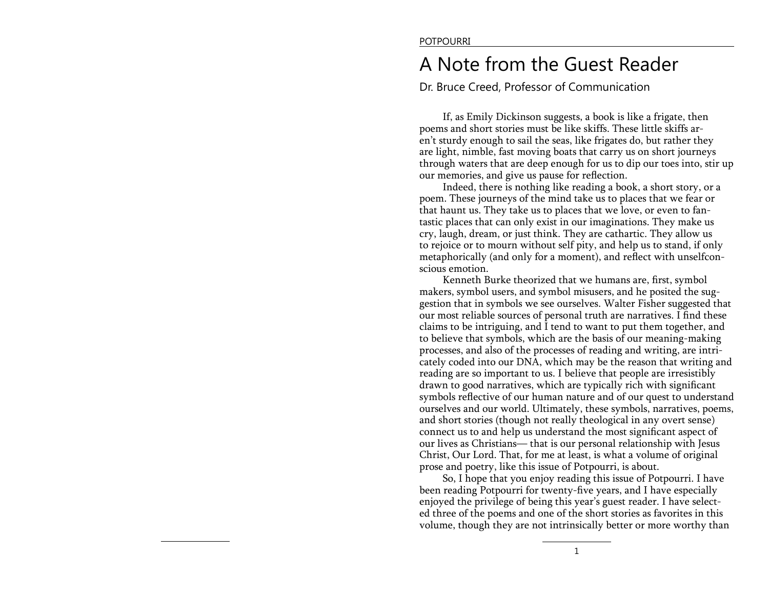POTPOURRI

# A Note from the Guest Reader

Dr. Bruce Creed, Professor of Communication

If, as Emily Dickinson suggests, a book is like a frigate, then poems and short stories must be like skiffs. These little skiffs aren't sturdy enough to sail the seas, like frigates do, but rather they are light, nimble, fast moving boats that carry us on short journeys through waters that are deep enough for us to dip our toes into, stir up our memories, and give us pause for reflection.

Indeed, there is nothing like reading a book, a short story, or a poem. These journeys of the mind take us to places that we fear or that haunt us. They take us to places that we love, or even to fantastic places that can only exist in our imaginations. They make us cry, laugh, dream, or just think. They are cathartic. They allow us to rejoice or to mourn without self pity, and help us to stand, if only metaphorically (and only for a moment), and reflect with unselfconscious emotion.

Kenneth Burke theorized that we humans are, first, symbol makers, symbol users, and symbol misusers, and he posited the suggestion that in symbols we see ourselves. Walter Fisher suggested that our most reliable sources of personal truth are narratives. I find these claims to be intriguing, and I tend to want to put them together, and to believe that symbols, which are the basis of our meaning-making processes, and also of the processes of reading and writing, are intricately coded into our DNA, which may be the reason that writing and reading are so important to us. I believe that people are irresistibly drawn to good narratives, which are typically rich with significant symbols reflective of our human nature and of our quest to understand ourselves and our world. Ultimately, these symbols, narratives, poems, and short stories (though not really theological in any overt sense) connect us to and help us understand the most significant aspect of our lives as Christians— that is our personal relationship with Jesus Christ, Our Lord. That, for me at least, is what a volume of original prose and poetry, like this issue of Potpourri, is about.

So, I hope that you enjoy reading this issue of Potpourri. I have been reading Potpourri for twenty-five years, and I have especially enjoyed the privilege of being this year's guest reader. I have selected three of the poems and one of the short stories as favorites in this volume, though they are not intrinsically better or more worthy than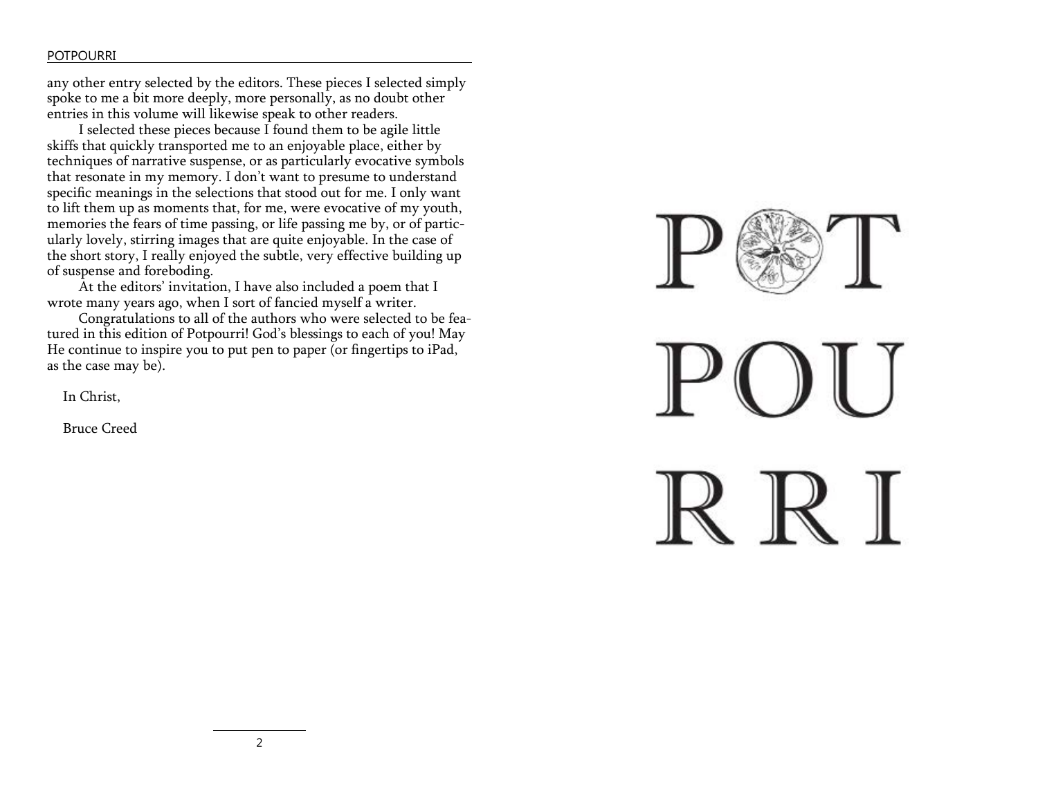any other entry selected by the editors. These pieces I selected simply spoke to me a bit more deeply, more personally, as no doubt other entries in this volume will likewise speak to other readers.

I selected these pieces because I found them to be agile little skiffs that quickly transported me to an enjoyable place, either by techniques of narrative suspense, or as particularly evocative symbols that resonate in my memory. I don't want to presume to understand specific meanings in the selections that stood out for me. I only want to lift them up as moments that, for me, were evocative of my youth, memories the fears of time passing, or life passing me by, or of particularly lovely, stirring images that are quite enjoyable. In the case of the short story, I really enjoyed the subtle, very effective building up of suspense and foreboding.

At the editors' invitation, I have also included a poem that I wrote many years ago, when I sort of fancied myself a writer.

Congratulations to all of the authors who were selected to be featured in this edition of Potpourri! God's blessings to each of you! May He continue to inspire you to put pen to paper (or fingertips to iPad, as the case may be).

In Christ,

Bruce Creed

# POT POU RRI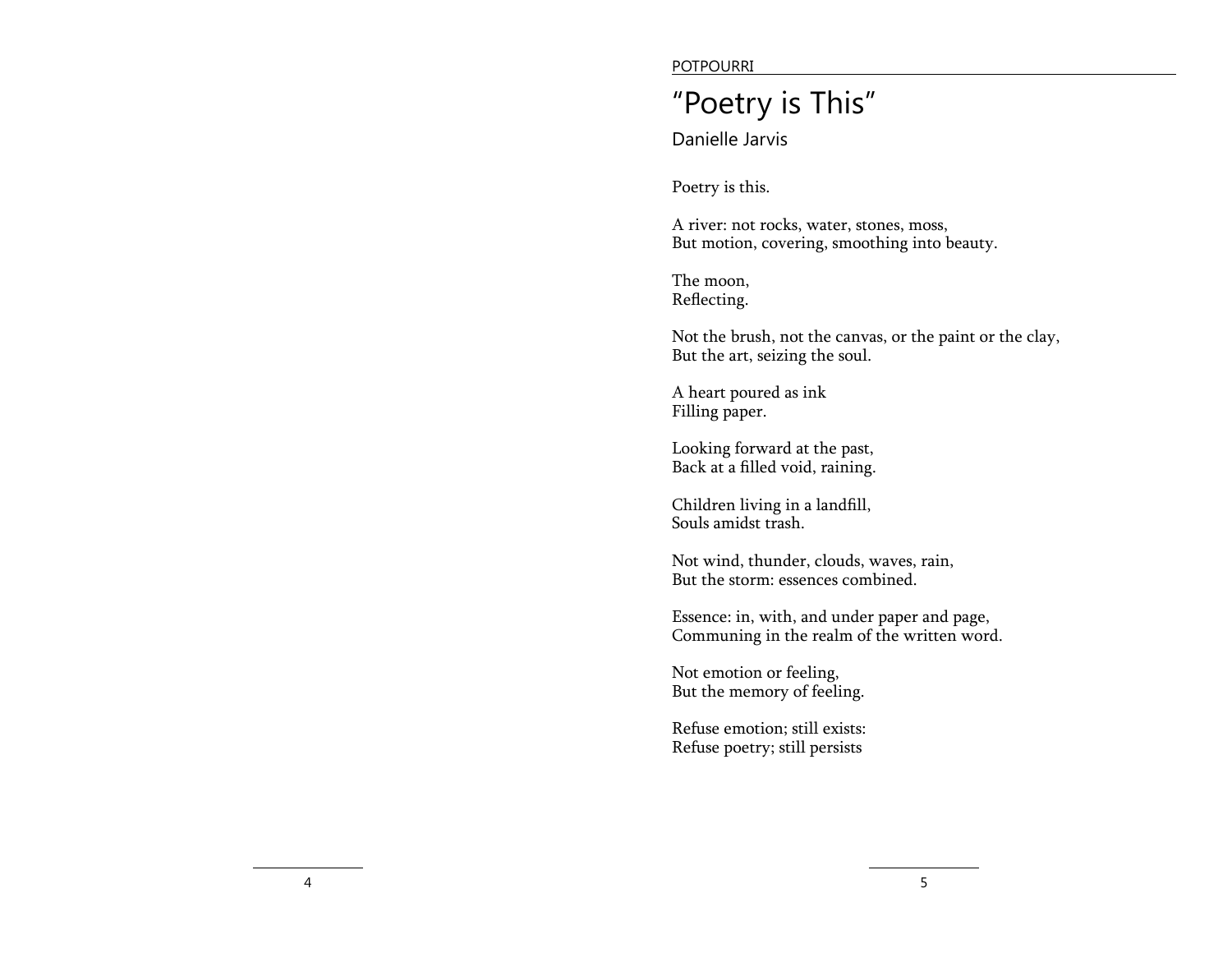POTPOURRI

# "Poetry is This"

Danielle Jarvis

Poetry is this.

A river: not rocks, water, stones, moss,
But motion, covering, smoothing into beauty.

The moon,
Reflecting.

Not the brush, not the canvas, or the paint or the clay,
But the art, seizing the soul.

A heart poured as ink
Filling paper.

Looking forward at the past,
Back at a filled void, raining.

Children living in a landfill,
Souls amidst trash.

Not wind, thunder, clouds, waves, rain,
But the storm: essences combined.

Essence: in, with, and under paper and page,
Communing in the realm of the written word.

Not emotion or feeling,
But the memory of feeling.

Refuse emotion; still exists:
Refuse poetry; still persists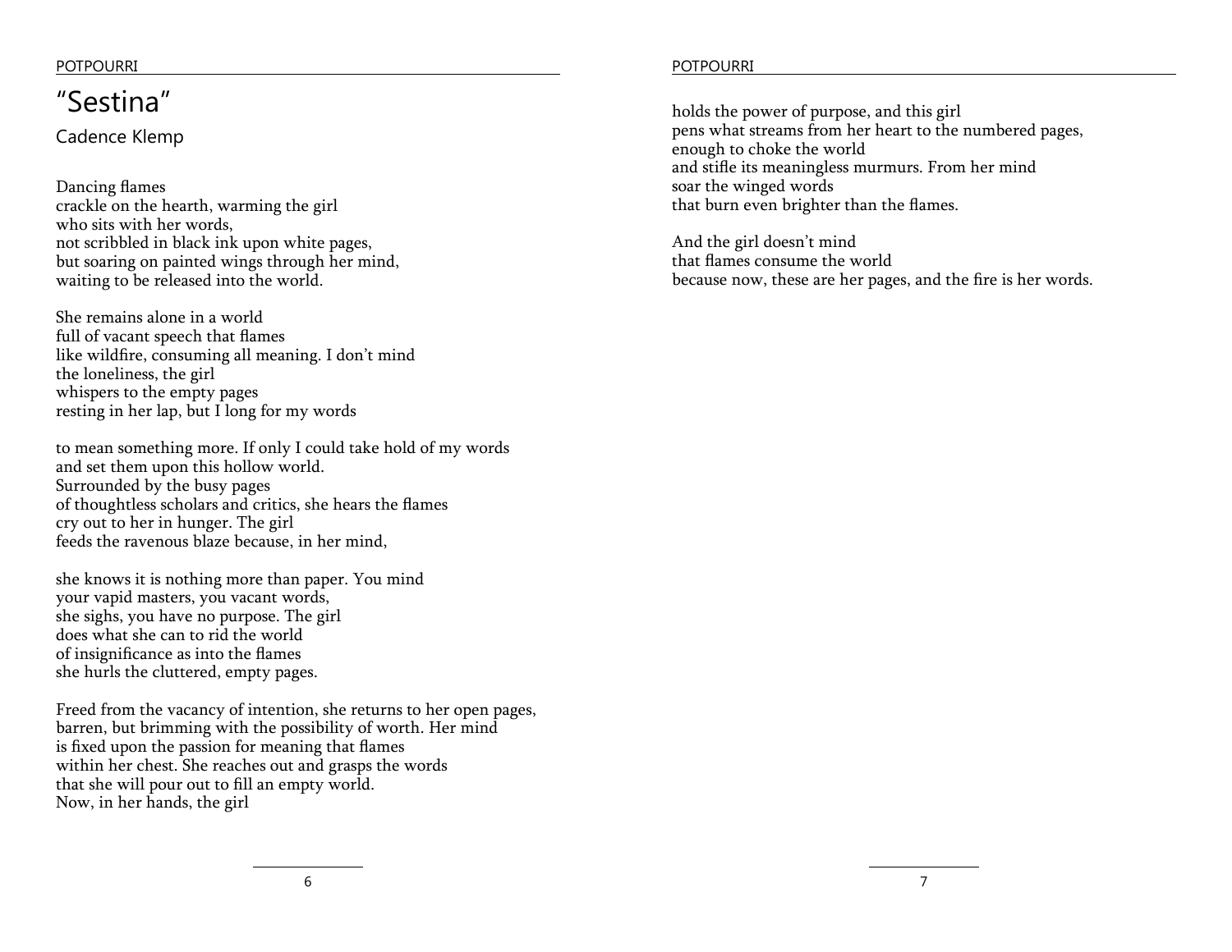# "Sestina"

Cadence Klemp

Dancing flames  
crackle on the hearth, warming the girl  
who sits with her words,  
not scribbled in black ink upon white pages,  
but soaring on painted wings through her mind,  
waiting to be released into the world.

She remains alone in a world  
full of vacant speech that flames  
like wildfire, consuming all meaning. I don't mind  
the loneliness, the girl  
whispers to the empty pages  
resting in her lap, but I long for my words

to mean something more. If only I could take hold of my words  
and set them upon this hollow world.  
Surrounded by the busy pages  
of thoughtless scholars and critics, she hears the flames  
cry out to her in hunger. The girl  
feeds the ravenous blaze because, in her mind,

she knows it is nothing more than paper. You mind  
your vapid masters, you vacant words,  
she sighs, you have no purpose. The girl  
does what she can to rid the world  
of insignificance as into the flames  
she hurls the cluttered, empty pages.

Freed from the vacancy of intention, she returns to her open pages,  
barren, but brimming with the possibility of worth. Her mind  
is fixed upon the passion for meaning that flames  
within her chest. She reaches out and grasps the words  
that she will pour out to fill an empty world.  
Now, in her hands, the girl

holds the power of purpose, and this girl  
pens what streams from her heart to the numbered pages,  
enough to choke the world  
and stifle its meaningless murmurs. From her mind  
soar the winged words  
that burn even brighter than the flames.

And the girl doesn't mind  
that flames consume the world  
because now, these are her pages, and the fire is her words.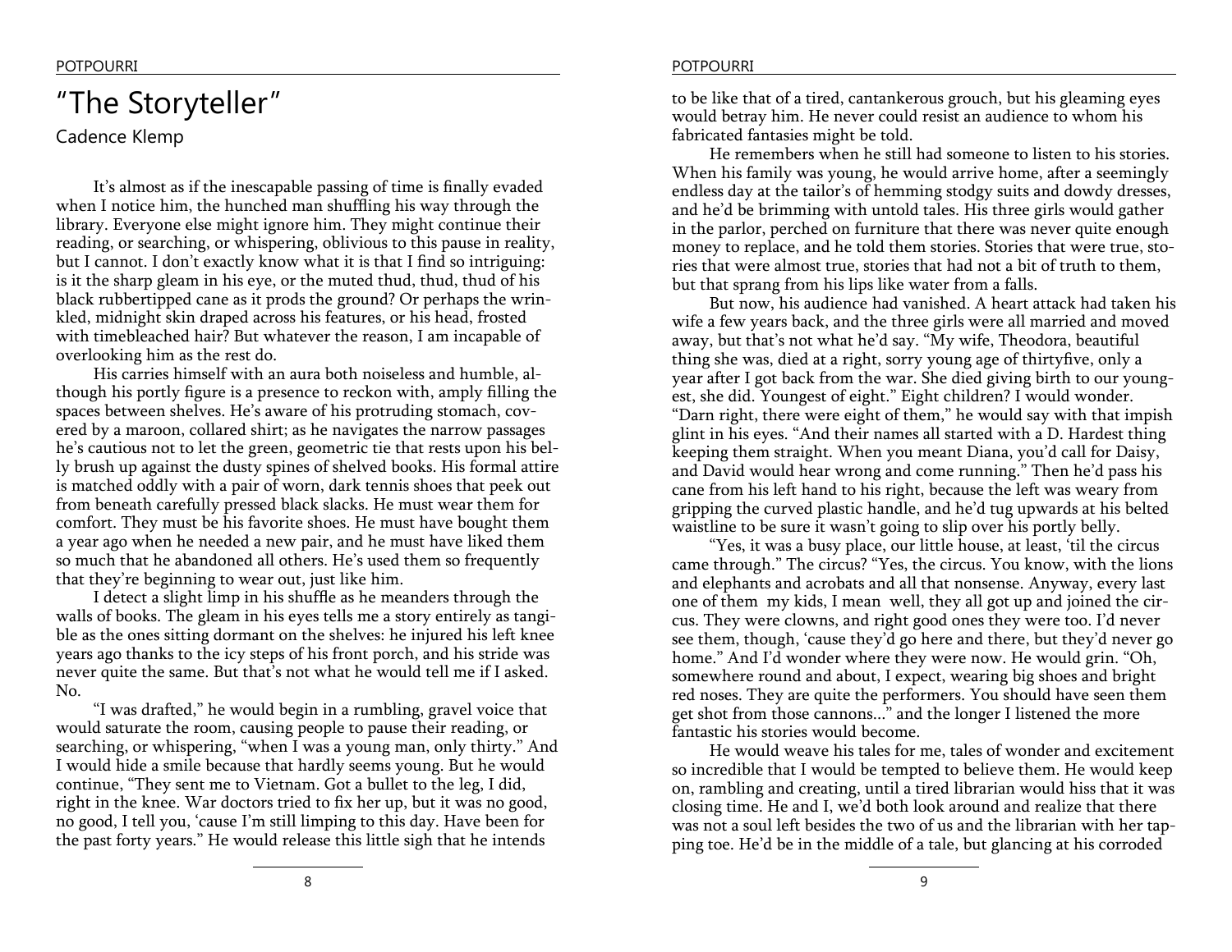# "The Storyteller"

Cadence Klemp

It's almost as if the inescapable passing of time is finally evaded when I notice him, the hunched man shuffling his way through the library. Everyone else might ignore him. They might continue their reading, or searching, or whispering, oblivious to this pause in reality, but I cannot. I don't exactly know what it is that I find so intriguing: is it the sharp gleam in his eye, or the muted thud, thud, thud of his black rubbertipped cane as it prods the ground? Or perhaps the wrinkled, midnight skin draped across his features, or his head, frosted with timebleached hair? But whatever the reason, I am incapable of overlooking him as the rest do.

His carries himself with an aura both noiseless and humble, although his portly figure is a presence to reckon with, amply filling the spaces between shelves. He's aware of his protruding stomach, covered by a maroon, collared shirt; as he navigates the narrow passages he's cautious not to let the green, geometric tie that rests upon his belly brush up against the dusty spines of shelved books. His formal attire is matched oddly with a pair of worn, dark tennis shoes that peek out from beneath carefully pressed black slacks. He must wear them for comfort. They must be his favorite shoes. He must have bought them a year ago when he needed a new pair, and he must have liked them so much that he abandoned all others. He's used them so frequently that they're beginning to wear out, just like him.

I detect a slight limp in his shuffle as he meanders through the walls of books. The gleam in his eyes tells me a story entirely as tangible as the ones sitting dormant on the shelves: he injured his left knee years ago thanks to the icy steps of his front porch, and his stride was never quite the same. But that's not what he would tell me if I asked. No.

"I was drafted," he would begin in a rumbling, gravel voice that would saturate the room, causing people to pause their reading, or searching, or whispering, "when I was a young man, only thirty." And I would hide a smile because that hardly seems young. But he would continue, "They sent me to Vietnam. Got a bullet to the leg, I did, right in the knee. War doctors tried to fix her up, but it was no good, no good, I tell you, 'cause I'm still limping to this day. Have been for the past forty years." He would release this little sigh that he intends to be like that of a tired, cantankerous grouch, but his gleaming eyes would betray him. He never could resist an audience to whom his fabricated fantasies might be told.

He remembers when he still had someone to listen to his stories. When his family was young, he would arrive home, after a seemingly endless day at the tailor's of hemming stodgy suits and dowdy dresses, and he'd be brimming with untold tales. His three girls would gather in the parlor, perched on furniture that there was never quite enough money to replace, and he told them stories. Stories that were true, stories that were almost true, stories that had not a bit of truth to them, but that sprang from his lips like water from a falls.

But now, his audience had vanished. A heart attack had taken his wife a few years back, and the three girls were all married and moved away, but that's not what he'd say. "My wife, Theodora, beautiful thing she was, died at a right, sorry young age of thirtyfive, only a year after I got back from the war. She died giving birth to our youngest, she did. Youngest of eight." Eight children? I would wonder. "Darn right, there were eight of them," he would say with that impish glint in his eyes. "And their names all started with a D. Hardest thing keeping them straight. When you meant Diana, you'd call for Daisy, and David would hear wrong and come running." Then he'd pass his cane from his left hand to his right, because the left was weary from gripping the curved plastic handle, and he'd tug upwards at his belted waistline to be sure it wasn't going to slip over his portly belly.

"Yes, it was a busy place, our little house, at least, 'til the circus came through." The circus? "Yes, the circus. You know, with the lions and elephants and acrobats and all that nonsense. Anyway, every last one of them my kids, I mean well, they all got up and joined the circus. They were clowns, and right good ones they were too. I'd never see them, though, 'cause they'd go here and there, but they'd never go home." And I'd wonder where they were now. He would grin. "Oh, somewhere round and about, I expect, wearing big shoes and bright red noses. They are quite the performers. You should have seen them get shot from those cannons..." and the longer I listened the more fantastic his stories would become.

He would weave his tales for me, tales of wonder and excitement so incredible that I would be tempted to believe them. He would keep on, rambling and creating, until a tired librarian would hiss that it was closing time. He and I, we'd both look around and realize that there was not a soul left besides the two of us and the librarian with her tapping toe. He'd be in the middle of a tale, but glancing at his corroded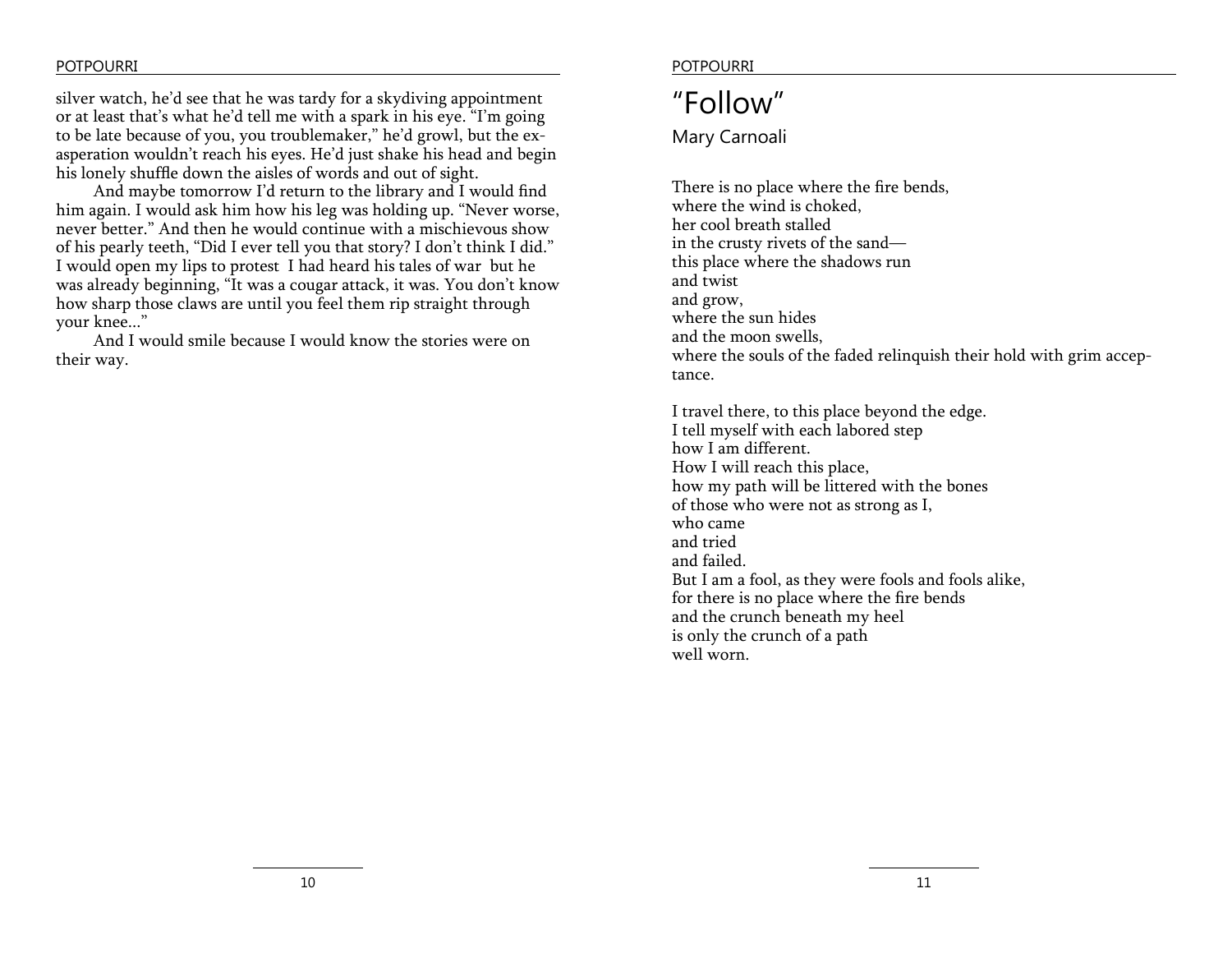silver watch, he'd see that he was tardy for a skydiving appointment or at least that's what he'd tell me with a spark in his eye. "I'm going to be late because of you, you troublemaker," he'd growl, but the exasperation wouldn't reach his eyes. He'd just shake his head and begin his lonely shuffle down the aisles of words and out of sight.

And maybe tomorrow I'd return to the library and I would find him again. I would ask him how his leg was holding up. "Never worse, never better." And then he would continue with a mischievous show of his pearly teeth, "Did I ever tell you that story? I don't think I did." I would open my lips to protest  I had heard his tales of war  but he was already beginning, "It was a cougar attack, it was. You don't know how sharp those claws are until you feel them rip straight through your knee..."

And I would smile because I would know the stories were on their way.

# "Follow"

Mary Carnoali

There is no place where the fire bends,  
where the wind is choked,  
her cool breath stalled  
in the crusty rivets of the sand—  
this place where the shadows run  
and twist  
and grow,  
where the sun hides  
and the moon swells,  
where the souls of the faded relinquish their hold with grim acceptance.

I travel there, to this place beyond the edge.  
I tell myself with each labored step  
how I am different.  
How I will reach this place,  
how my path will be littered with the bones  
of those who were not as strong as I,  
who came  
and tried  
and failed.  
But I am a fool, as they were fools and fools alike,  
for there is no place where the fire bends  
and the crunch beneath my heel  
is only the crunch of a path  
well worn.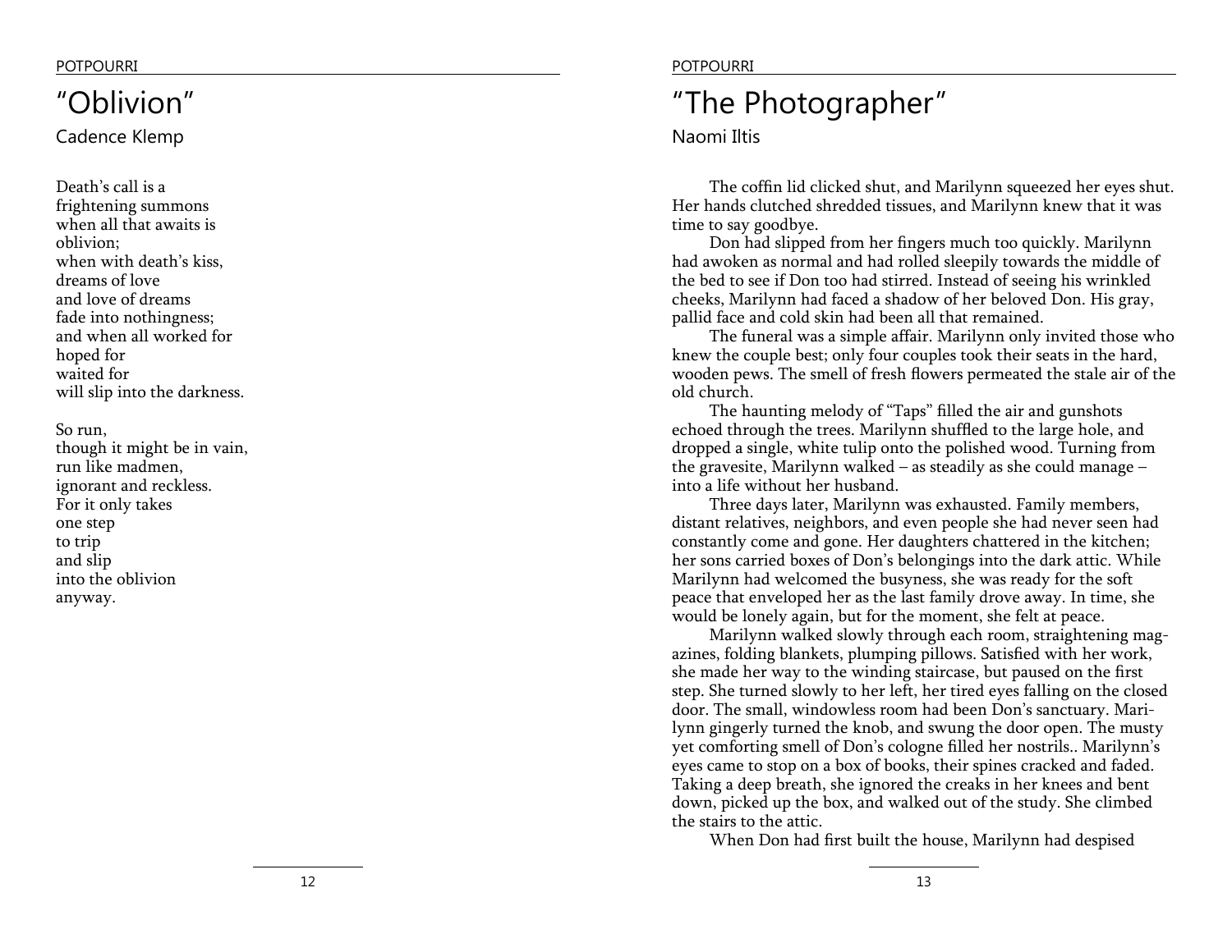# "Oblivion"

Cadence Klemp

Death's call is a
frightening summons
when all that awaits is
oblivion;
when with death's kiss,
dreams of love
and love of dreams
fade into nothingness;
and when all worked for
hoped for
waited for
will slip into the darkness.

So run,
though it might be in vain,
run like madmen,
ignorant and reckless.
For it only takes
one step
to trip
and slip
into the oblivion
anyway.

# "The Photographer"

Naomi Iltis

The coffin lid clicked shut, and Marilynn squeezed her eyes shut. Her hands clutched shredded tissues, and Marilynn knew that it was time to say goodbye.

Don had slipped from her fingers much too quickly. Marilynn had awoken as normal and had rolled sleepily towards the middle of the bed to see if Don too had stirred. Instead of seeing his wrinkled cheeks, Marilynn had faced a shadow of her beloved Don. His gray, pallid face and cold skin had been all that remained.

The funeral was a simple affair. Marilynn only invited those who knew the couple best; only four couples took their seats in the hard, wooden pews. The smell of fresh flowers permeated the stale air of the old church.

The haunting melody of "Taps" filled the air and gunshots echoed through the trees. Marilynn shuffled to the large hole, and dropped a single, white tulip onto the polished wood. Turning from the gravesite, Marilynn walked – as steadily as she could manage – into a life without her husband.

Three days later, Marilynn was exhausted. Family members, distant relatives, neighbors, and even people she had never seen had constantly come and gone. Her daughters chattered in the kitchen; her sons carried boxes of Don's belongings into the dark attic. While Marilynn had welcomed the busyness, she was ready for the soft peace that enveloped her as the last family drove away. In time, she would be lonely again, but for the moment, she felt at peace.

Marilynn walked slowly through each room, straightening magazines, folding blankets, plumping pillows. Satisfied with her work, she made her way to the winding staircase, but paused on the first step. She turned slowly to her left, her tired eyes falling on the closed door. The small, windowless room had been Don's sanctuary. Marilynn gingerly turned the knob, and swung the door open. The musty yet comforting smell of Don's cologne filled her nostrils.. Marilynn's eyes came to stop on a box of books, their spines cracked and faded. Taking a deep breath, she ignored the creaks in her knees and bent down, picked up the box, and walked out of the study. She climbed the stairs to the attic.

When Don had first built the house, Marilynn had despised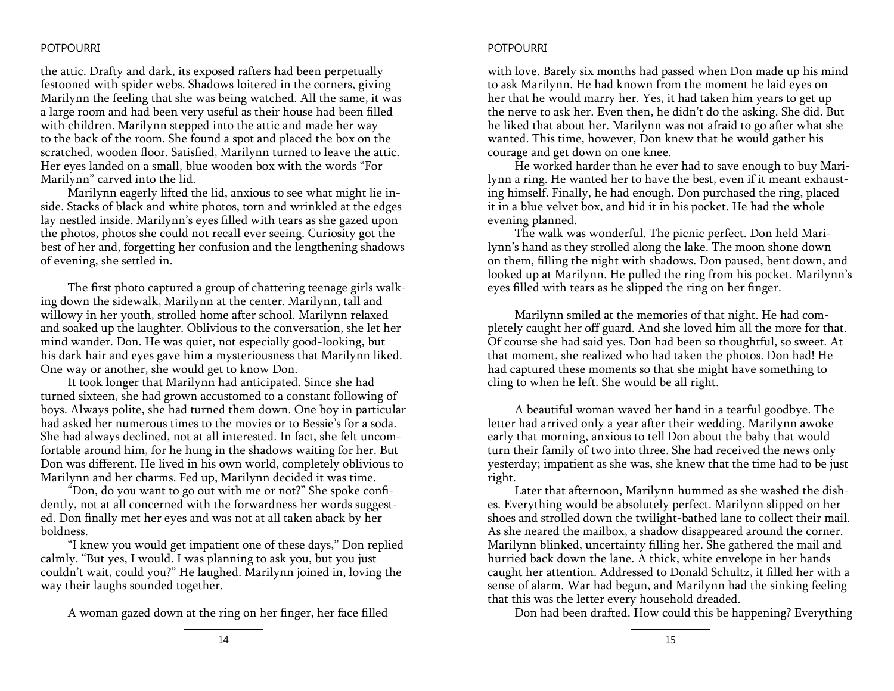the attic. Drafty and dark, its exposed rafters had been perpetually festooned with spider webs. Shadows loitered in the corners, giving Marilynn the feeling that she was being watched. All the same, it was a large room and had been very useful as their house had been filled with children. Marilynn stepped into the attic and made her way to the back of the room. She found a spot and placed the box on the scratched, wooden floor. Satisfied, Marilynn turned to leave the attic. Her eyes landed on a small, blue wooden box with the words "For Marilynn" carved into the lid.

Marilynn eagerly lifted the lid, anxious to see what might lie inside. Stacks of black and white photos, torn and wrinkled at the edges lay nestled inside. Marilynn's eyes filled with tears as she gazed upon the photos, photos she could not recall ever seeing. Curiosity got the best of her and, forgetting her confusion and the lengthening shadows of evening, she settled in.

The first photo captured a group of chattering teenage girls walking down the sidewalk, Marilynn at the center. Marilynn, tall and willowy in her youth, strolled home after school. Marilynn relaxed and soaked up the laughter. Oblivious to the conversation, she let her mind wander. Don. He was quiet, not especially good-looking, but his dark hair and eyes gave him a mysteriousness that Marilynn liked. One way or another, she would get to know Don.

It took longer that Marilynn had anticipated. Since she had turned sixteen, she had grown accustomed to a constant following of boys. Always polite, she had turned them down. One boy in particular had asked her numerous times to the movies or to Bessie's for a soda. She had always declined, not at all interested. In fact, she felt uncomfortable around him, for he hung in the shadows waiting for her. But Don was different. He lived in his own world, completely oblivious to Marilynn and her charms. Fed up, Marilynn decided it was time.

"Don, do you want to go out with me or not?" She spoke confidently, not at all concerned with the forwardness her words suggested. Don finally met her eyes and was not at all taken aback by her boldness.

"I knew you would get impatient one of these days," Don replied calmly. "But yes, I would. I was planning to ask you, but you just couldn't wait, could you?" He laughed. Marilynn joined in, loving the way their laughs sounded together.

A woman gazed down at the ring on her finger, her face filled with love. Barely six months had passed when Don made up his mind to ask Marilynn. He had known from the moment he laid eyes on her that he would marry her. Yes, it had taken him years to get up the nerve to ask her. Even then, he didn't do the asking. She did. But he liked that about her. Marilynn was not afraid to go after what she wanted. This time, however, Don knew that he would gather his courage and get down on one knee.

He worked harder than he ever had to save enough to buy Marilynn a ring. He wanted her to have the best, even if it meant exhausting himself. Finally, he had enough. Don purchased the ring, placed it in a blue velvet box, and hid it in his pocket. He had the whole evening planned.

The walk was wonderful. The picnic perfect. Don held Marilynn's hand as they strolled along the lake. The moon shone down on them, filling the night with shadows. Don paused, bent down, and looked up at Marilynn. He pulled the ring from his pocket. Marilynn's eyes filled with tears as he slipped the ring on her finger.

Marilynn smiled at the memories of that night. He had completely caught her off guard. And she loved him all the more for that. Of course she had said yes. Don had been so thoughtful, so sweet. At that moment, she realized who had taken the photos. Don had! He had captured these moments so that she might have something to cling to when he left. She would be all right.

A beautiful woman waved her hand in a tearful goodbye. The letter had arrived only a year after their wedding. Marilynn awoke early that morning, anxious to tell Don about the baby that would turn their family of two into three. She had received the news only yesterday; impatient as she was, she knew that the time had to be just right.

Later that afternoon, Marilynn hummed as she washed the dishes. Everything would be absolutely perfect. Marilynn slipped on her shoes and strolled down the twilight-bathed lane to collect their mail. As she neared the mailbox, a shadow disappeared around the corner. Marilynn blinked, uncertainty filling her. She gathered the mail and hurried back down the lane. A thick, white envelope in her hands caught her attention. Addressed to Donald Schultz, it filled her with a sense of alarm. War had begun, and Marilynn had the sinking feeling that this was the letter every household dreaded.

Don had been drafted. How could this be happening? Everything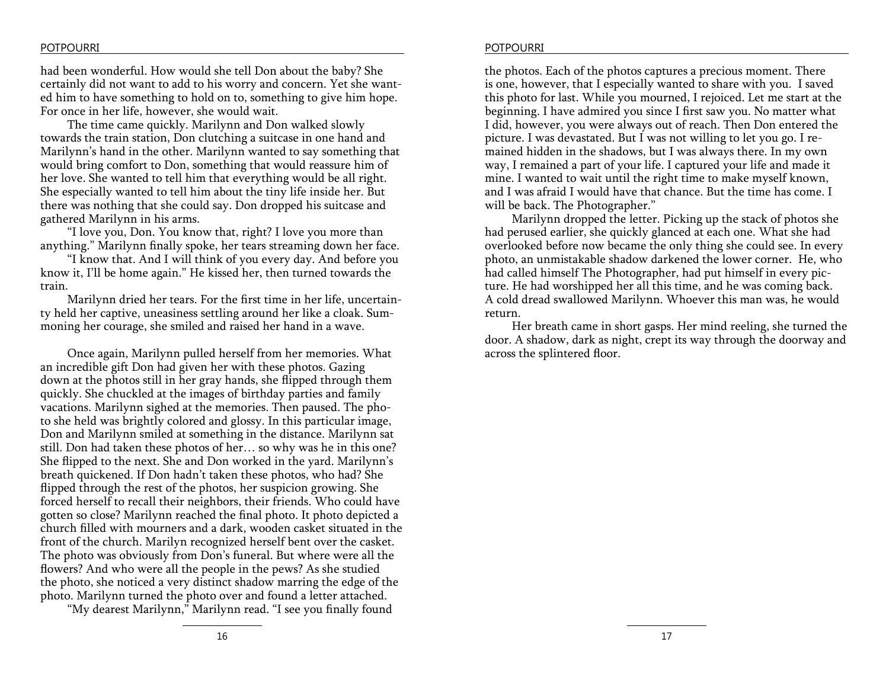had been wonderful. How would she tell Don about the baby? She certainly did not want to add to his worry and concern. Yet she wanted him to have something to hold on to, something to give him hope. For once in her life, however, she would wait.

The time came quickly. Marilynn and Don walked slowly towards the train station, Don clutching a suitcase in one hand and Marilynn's hand in the other. Marilynn wanted to say something that would bring comfort to Don, something that would reassure him of her love. She wanted to tell him that everything would be all right. She especially wanted to tell him about the tiny life inside her. But there was nothing that she could say. Don dropped his suitcase and gathered Marilynn in his arms.

"I love you, Don. You know that, right? I love you more than anything." Marilynn finally spoke, her tears streaming down her face.

"I know that. And I will think of you every day. And before you know it, I'll be home again." He kissed her, then turned towards the train.

Marilynn dried her tears. For the first time in her life, uncertainty held her captive, uneasiness settling around her like a cloak. Summoning her courage, she smiled and raised her hand in a wave.

Once again, Marilynn pulled herself from her memories. What an incredible gift Don had given her with these photos. Gazing down at the photos still in her gray hands, she flipped through them quickly. She chuckled at the images of birthday parties and family vacations. Marilynn sighed at the memories. Then paused. The photo she held was brightly colored and glossy. In this particular image, Don and Marilynn smiled at something in the distance. Marilynn sat still. Don had taken these photos of her… so why was he in this one? She flipped to the next. She and Don worked in the yard. Marilynn's breath quickened. If Don hadn't taken these photos, who had? She flipped through the rest of the photos, her suspicion growing. She forced herself to recall their neighbors, their friends. Who could have gotten so close? Marilynn reached the final photo. It photo depicted a church filled with mourners and a dark, wooden casket situated in the front of the church. Marilyn recognized herself bent over the casket. The photo was obviously from Don's funeral. But where were all the flowers? And who were all the people in the pews? As she studied the photo, she noticed a very distinct shadow marring the edge of the photo. Marilynn turned the photo over and found a letter attached.

"My dearest Marilynn," Marilynn read. "I see you finally found the photos. Each of the photos captures a precious moment. There is one, however, that I especially wanted to share with you. I saved this photo for last. While you mourned, I rejoiced. Let me start at the beginning. I have admired you since I first saw you. No matter what I did, however, you were always out of reach. Then Don entered the picture. I was devastated. But I was not willing to let you go. I remained hidden in the shadows, but I was always there. In my own way, I remained a part of your life. I captured your life and made it mine. I wanted to wait until the right time to make myself known, and I was afraid I would have that chance. But the time has come. I will be back. The Photographer."

Marilynn dropped the letter. Picking up the stack of photos she had perused earlier, she quickly glanced at each one. What she had overlooked before now became the only thing she could see. In every photo, an unmistakable shadow darkened the lower corner. He, who had called himself The Photographer, had put himself in every picture. He had worshipped her all this time, and he was coming back. A cold dread swallowed Marilynn. Whoever this man was, he would return.

Her breath came in short gasps. Her mind reeling, she turned the door. A shadow, dark as night, crept its way through the doorway and across the splintered floor.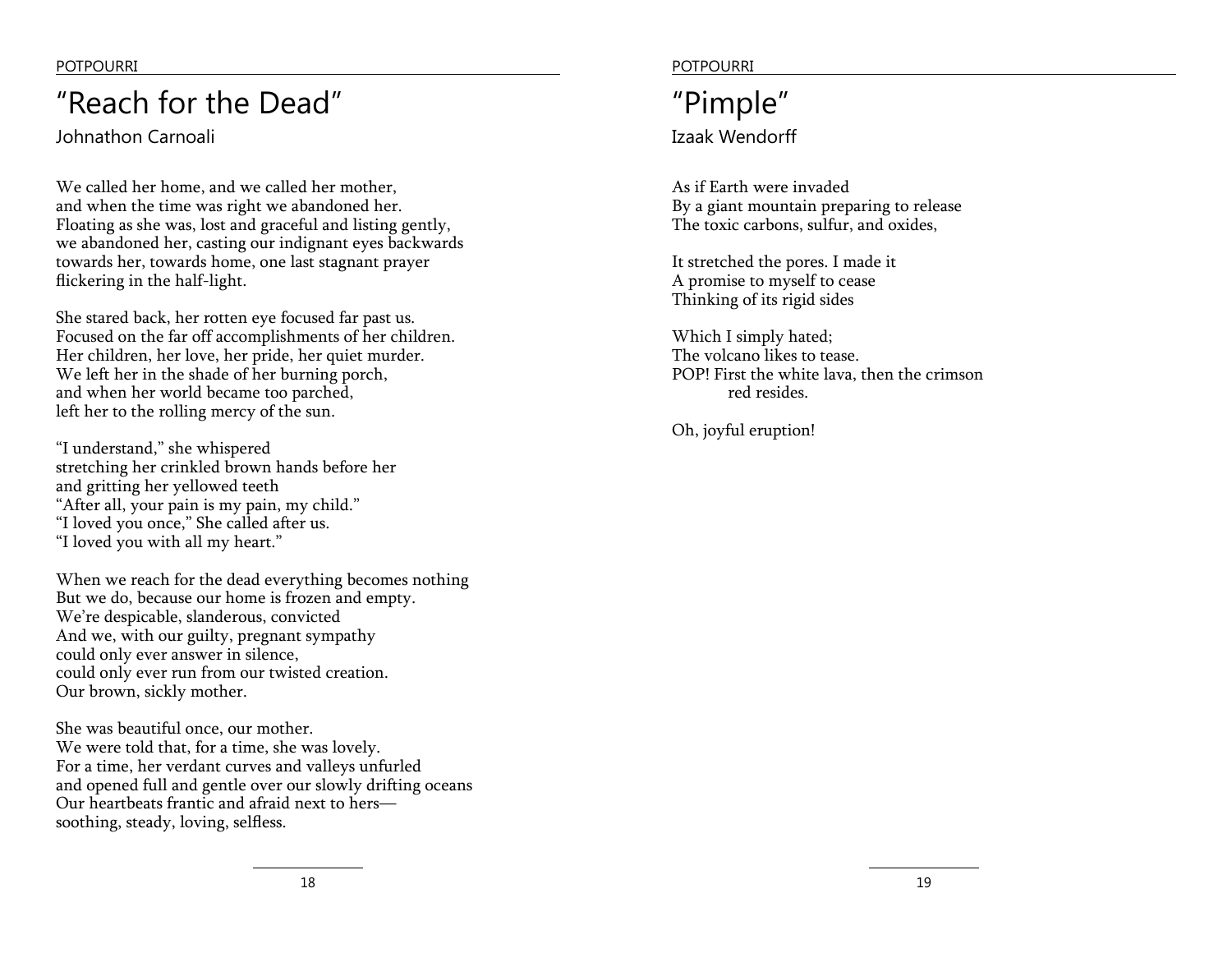# "Reach for the Dead"

Johnathon Carnoali

We called her home, and we called her mother,
and when the time was right we abandoned her.
Floating as she was, lost and graceful and listing gently,
we abandoned her, casting our indignant eyes backwards
towards her, towards home, one last stagnant prayer
flickering in the half-light.

She stared back, her rotten eye focused far past us.
Focused on the far off accomplishments of her children.
Her children, her love, her pride, her quiet murder.
We left her in the shade of her burning porch,
and when her world became too parched,
left her to the rolling mercy of the sun.

"I understand," she whispered
stretching her crinkled brown hands before her
and gritting her yellowed teeth
"After all, your pain is my pain, my child."
"I loved you once," She called after us.
"I loved you with all my heart."

When we reach for the dead everything becomes nothing
But we do, because our home is frozen and empty.
We're despicable, slanderous, convicted
And we, with our guilty, pregnant sympathy
could only ever answer in silence,
could only ever run from our twisted creation.
Our brown, sickly mother.

She was beautiful once, our mother.
We were told that, for a time, she was lovely.
For a time, her verdant curves and valleys unfurled
and opened full and gentle over our slowly drifting oceans
Our heartbeats frantic and afraid next to hers—
soothing, steady, loving, selfless.

# "Pimple"

Izaak Wendorff

As if Earth were invaded
By a giant mountain preparing to release
The toxic carbons, sulfur, and oxides,

It stretched the pores. I made it
A promise to myself to cease
Thinking of its rigid sides

Which I simply hated;
The volcano likes to tease.
POP! First the white lava, then the crimson
red resides.

Oh, joyful eruption!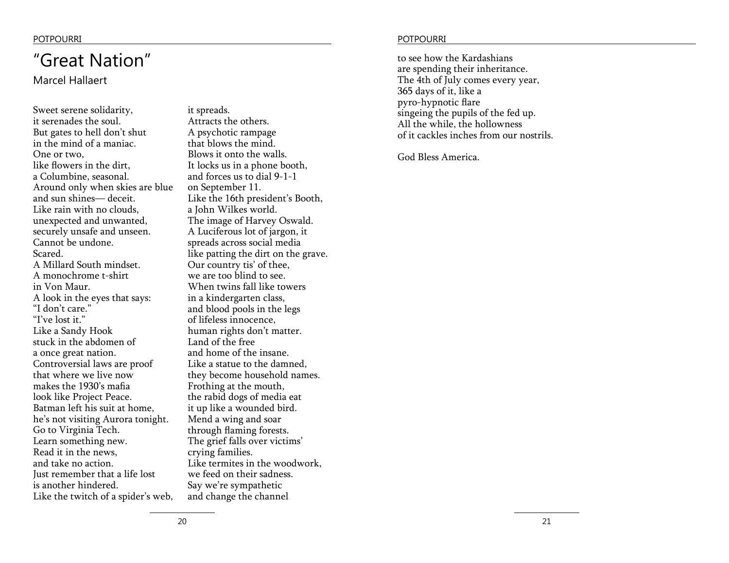# "Great Nation"

Marcel Hallaert

Sweet serene solidarity,
it serenades the soul.
But gates to hell don't shut
in the mind of a maniac.
One or two,
like flowers in the dirt,
a Columbine, seasonal.
Around only when skies are blue
and sun shines— deceit.
Like rain with no clouds,
unexpected and unwanted,
securely unsafe and unseen.
Cannot be undone.
Scared.
A Millard South mindset.
A monochrome t-shirt
in Von Maur.
A look in the eyes that says:
"I don't care."
"I've lost it."
Like a Sandy Hook
stuck in the abdomen of
a once great nation.
Controversial laws are proof
that where we live now
makes the 1930's mafia
look like Project Peace.
Batman left his suit at home,
he's not visiting Aurora tonight.
Go to Virginia Tech.
Learn something new.
Read it in the news,
and take no action.
Just remember that a life lost
is another hindered.
Like the twitch of a spider's web,
it spreads.
Attracts the others.
A psychotic rampage
that blows the mind.
Blows it onto the walls.
It locks us in a phone booth,
and forces us to dial 9-1-1
on September 11.
Like the 16th president's Booth,
a John Wilkes world.
The image of Harvey Oswald.
A Luciferous lot of jargon, it
spreads across social media
like patting the dirt on the grave.
Our country tis' of thee,
we are too blind to see.
When twins fall like towers
in a kindergarten class,
and blood pools in the legs
of lifeless innocence,
human rights don't matter.
Land of the free
and home of the insane.
Like a statue to the damned,
they become household names.
Frothing at the mouth,
the rabid dogs of media eat
it up like a wounded bird.
Mend a wing and soar
through flaming forests.
The grief falls over victims'
crying families.
Like termites in the woodwork,
we feed on their sadness.
Say we're sympathetic
and change the channel
to see how the Kardashians
are spending their inheritance.
The 4th of July comes every year,
365 days of it, like a
pyro-hypnotic flare
singeing the pupils of the fed up.
All the while, the hollowness
of it cackles inches from our nostrils.

God Bless America.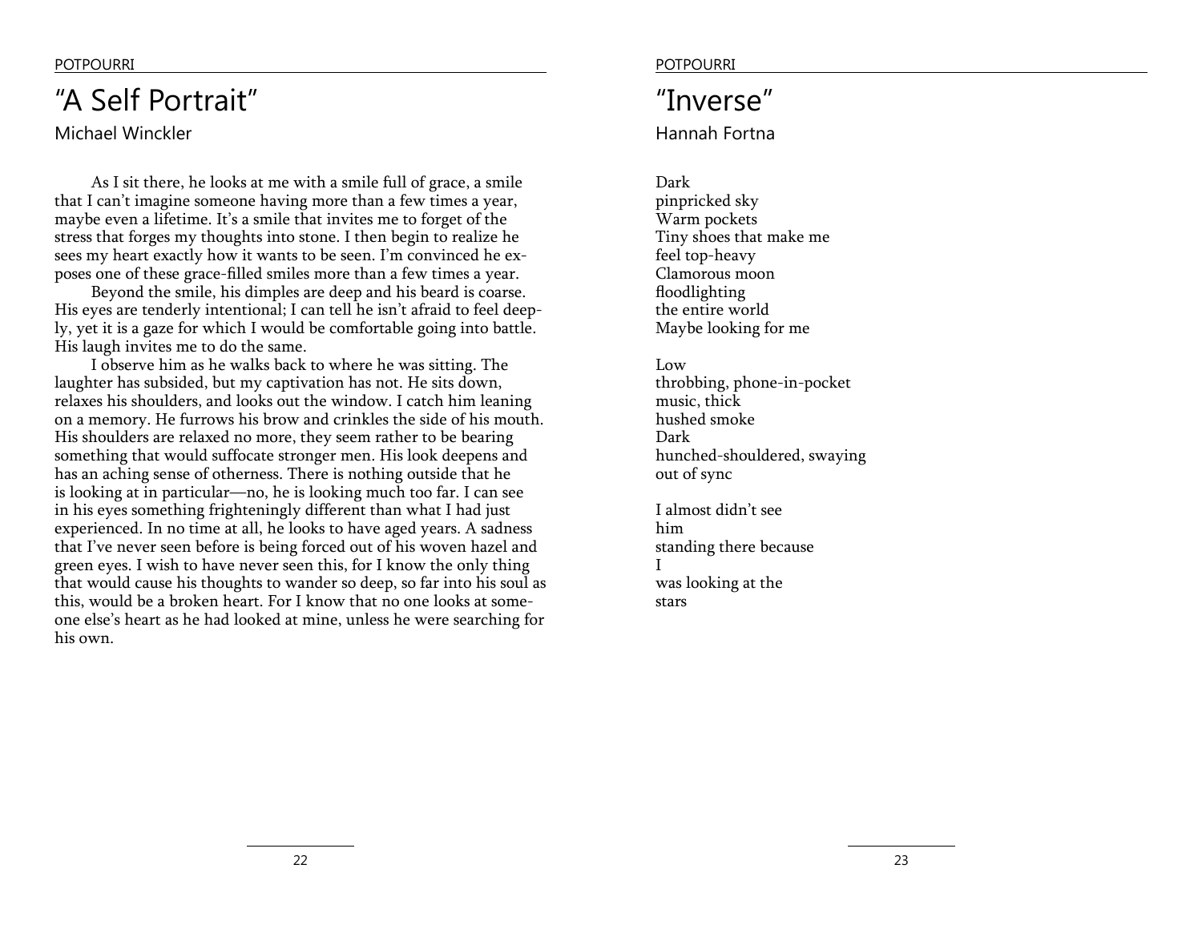# "A Self Portrait"

Michael Winckler

As I sit there, he looks at me with a smile full of grace, a smile that I can't imagine someone having more than a few times a year, maybe even a lifetime. It's a smile that invites me to forget of the stress that forges my thoughts into stone. I then begin to realize he sees my heart exactly how it wants to be seen. I'm convinced he exposes one of these grace-filled smiles more than a few times a year.

Beyond the smile, his dimples are deep and his beard is coarse. His eyes are tenderly intentional; I can tell he isn't afraid to feel deeply, yet it is a gaze for which I would be comfortable going into battle. His laugh invites me to do the same.

I observe him as he walks back to where he was sitting. The laughter has subsided, but my captivation has not. He sits down, relaxes his shoulders, and looks out the window. I catch him leaning on a memory. He furrows his brow and crinkles the side of his mouth. His shoulders are relaxed no more, they seem rather to be bearing something that would suffocate stronger men. His look deepens and has an aching sense of otherness. There is nothing outside that he is looking at in particular—no, he is looking much too far. I can see in his eyes something frighteningly different than what I had just experienced. In no time at all, he looks to have aged years. A sadness that I've never seen before is being forced out of his woven hazel and green eyes. I wish to have never seen this, for I know the only thing that would cause his thoughts to wander so deep, so far into his soul as this, would be a broken heart. For I know that no one looks at someone else's heart as he had looked at mine, unless he were searching for his own.

# "Inverse"

Hannah Fortna

Dark  
pinpricked sky  
Warm pockets  
Tiny shoes that make me  
feel top-heavy  
Clamorous moon  
floodlighting  
the entire world  
Maybe looking for me

Low  
throbbing, phone-in-pocket  
music, thick  
hushed smoke  
Dark  
hunched-shouldered, swaying  
out of sync

I almost didn't see  
him  
standing there because  
I  
was looking at the  
stars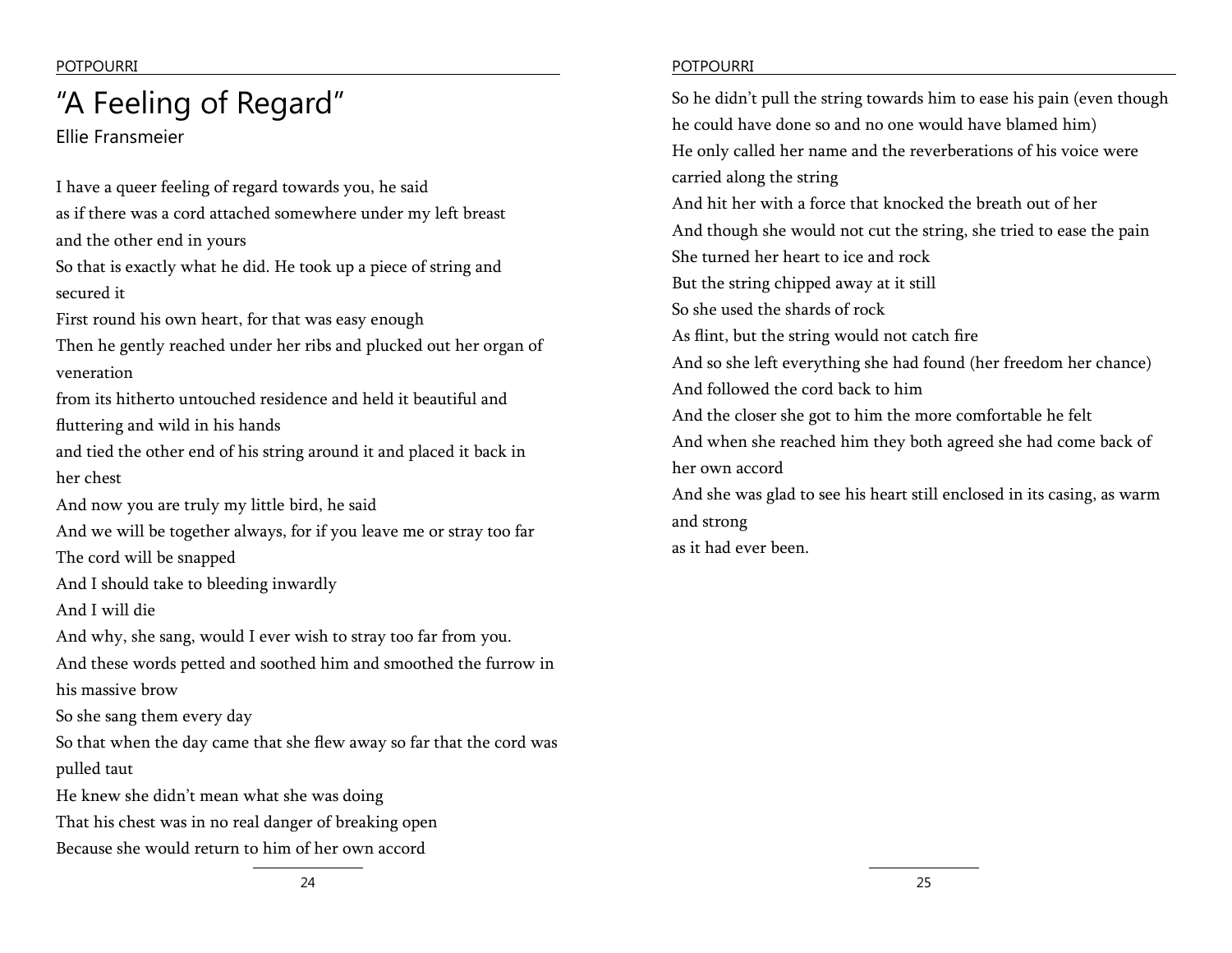# "A Feeling of Regard"

Ellie Fransmeier

I have a queer feeling of regard towards you, he said  
as if there was a cord attached somewhere under my left breast  
and the other end in yours  
So that is exactly what he did. He took up a piece of string and secured it  
First round his own heart, for that was easy enough  
Then he gently reached under her ribs and plucked out her organ of veneration  
from its hitherto untouched residence and held it beautiful and fluttering and wild in his hands  
and tied the other end of his string around it and placed it back in her chest  
And now you are truly my little bird, he said  
And we will be together always, for if you leave me or stray too far  
The cord will be snapped  
And I should take to bleeding inwardly  
And I will die  
And why, she sang, would I ever wish to stray too far from you.  
And these words petted and soothed him and smoothed the furrow in his massive brow  
So she sang them every day  
So that when the day came that she flew away so far that the cord was pulled taut  
He knew she didn't mean what she was doing  
That his chest was in no real danger of breaking open  
Because she would return to him of her own accord  
So he didn't pull the string towards him to ease his pain (even though he could have done so and no one would have blamed him)  
He only called her name and the reverberations of his voice were carried along the string  
And hit her with a force that knocked the breath out of her  
And though she would not cut the string, she tried to ease the pain  
She turned her heart to ice and rock  
But the string chipped away at it still  
So she used the shards of rock  
As flint, but the string would not catch fire  
And so she left everything she had found (her freedom her chance)  
And followed the cord back to him  
And the closer she got to him the more comfortable he felt  
And when she reached him they both agreed she had come back of her own accord  
And she was glad to see his heart still enclosed in its casing, as warm and strong  
as it had ever been.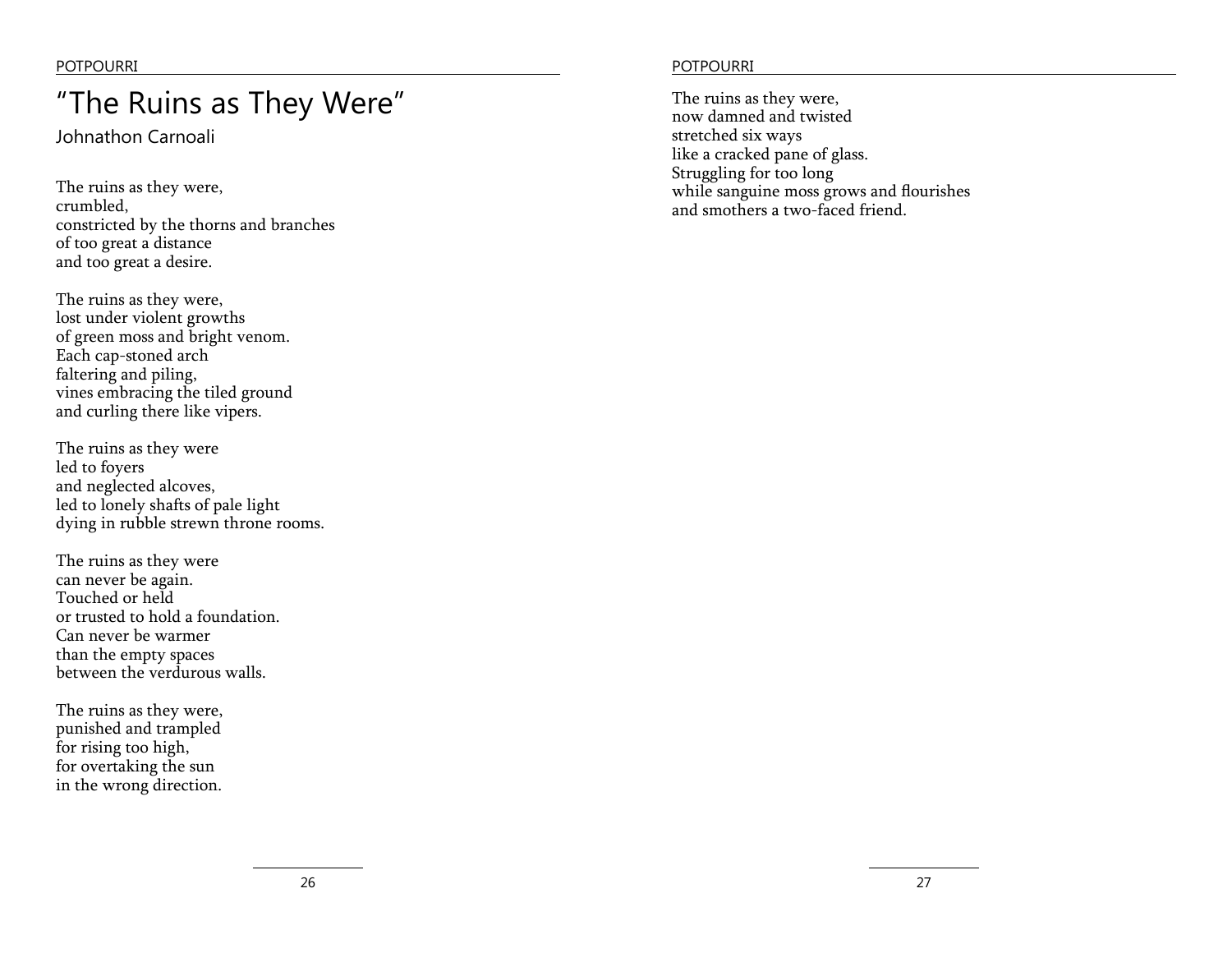# "The Ruins as They Were"

Johnathon Carnoali

The ruins as they were,  
crumbled,  
constricted by the thorns and branches  
of too great a distance  
and too great a desire.

The ruins as they were,  
lost under violent growths  
of green moss and bright venom.  
Each cap-stoned arch  
faltering and piling,  
vines embracing the tiled ground  
and curling there like vipers.

The ruins as they were  
led to foyers  
and neglected alcoves,  
led to lonely shafts of pale light  
dying in rubble strewn throne rooms.

The ruins as they were  
can never be again.  
Touched or held  
or trusted to hold a foundation.  
Can never be warmer  
than the empty spaces  
between the verdurous walls.

The ruins as they were,  
punished and trampled  
for rising too high,  
for overtaking the sun  
in the wrong direction.

The ruins as they were,  
now damned and twisted  
stretched six ways  
like a cracked pane of glass.  
Struggling for too long  
while sanguine moss grows and flourishes  
and smothers a two-faced friend.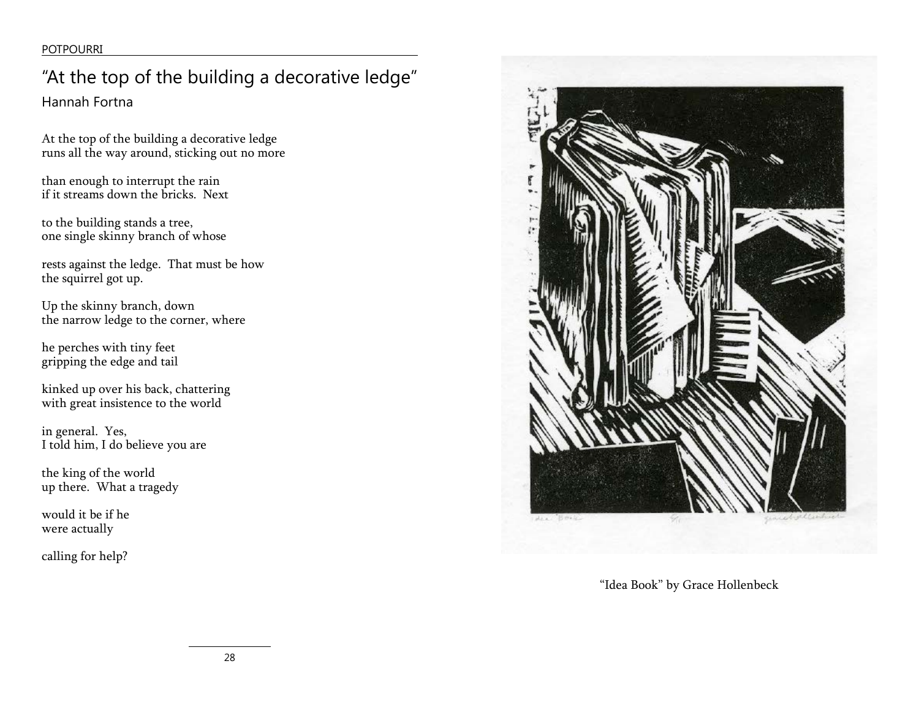# "At the top of the building a decorative ledge"

Hannah Fortna

At the top of the building a decorative ledge
runs all the way around, sticking out no more

than enough to interrupt the rain
if it streams down the bricks.  Next

to the building stands a tree,
one single skinny branch of whose

rests against the ledge.  That must be how
the squirrel got up.

Up the skinny branch, down
the narrow ledge to the corner, where

he perches with tiny feet
gripping the edge and tail

kinked up over his back, chattering
with great insistence to the world

in general.  Yes,
I told him, I do believe you are

the king of the world
up there.  What a tragedy

would it be if he
were actually

calling for help?

"Idea Book" by Grace Hollenbeck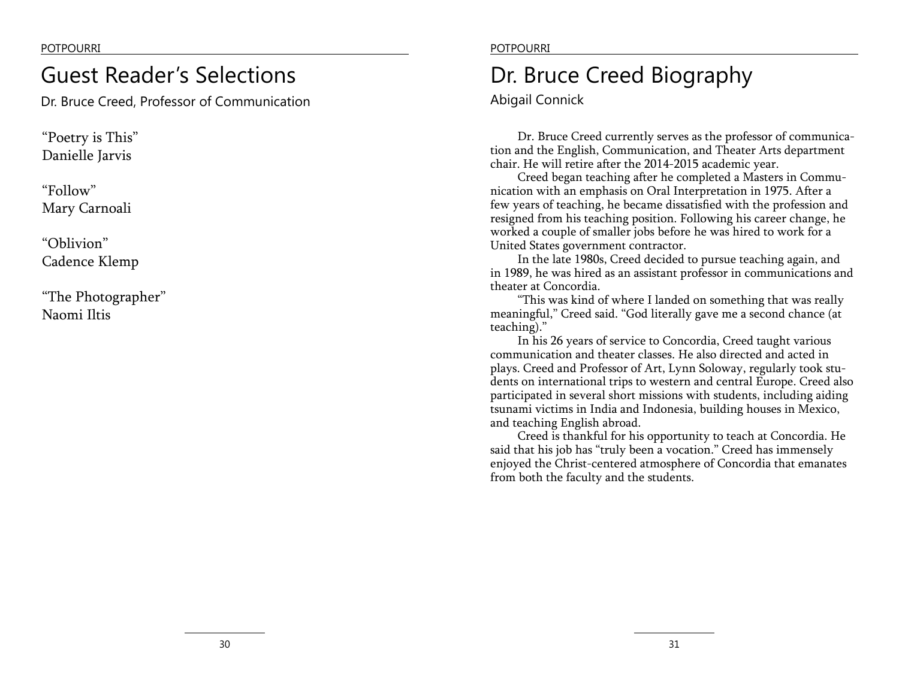# Guest Reader's Selections

Dr. Bruce Creed, Professor of Communication

"Poetry is This"
Danielle Jarvis

"Follow"
Mary Carnoali

"Oblivion"
Cadence Klemp

"The Photographer"
Naomi Iltis

# Dr. Bruce Creed Biography

Abigail Connick

Dr. Bruce Creed currently serves as the professor of communication and the English, Communication, and Theater Arts department chair. He will retire after the 2014-2015 academic year.

Creed began teaching after he completed a Masters in Communication with an emphasis on Oral Interpretation in 1975. After a few years of teaching, he became dissatisfied with the profession and resigned from his teaching position. Following his career change, he worked a couple of smaller jobs before he was hired to work for a United States government contractor.

In the late 1980s, Creed decided to pursue teaching again, and in 1989, he was hired as an assistant professor in communications and theater at Concordia.

"This was kind of where I landed on something that was really meaningful," Creed said. "God literally gave me a second chance (at teaching)."

In his 26 years of service to Concordia, Creed taught various communication and theater classes. He also directed and acted in plays. Creed and Professor of Art, Lynn Soloway, regularly took students on international trips to western and central Europe. Creed also participated in several short missions with students, including aiding tsunami victims in India and Indonesia, building houses in Mexico, and teaching English abroad.

Creed is thankful for his opportunity to teach at Concordia. He said that his job has "truly been a vocation." Creed has immensely enjoyed the Christ-centered atmosphere of Concordia that emanates from both the faculty and the students.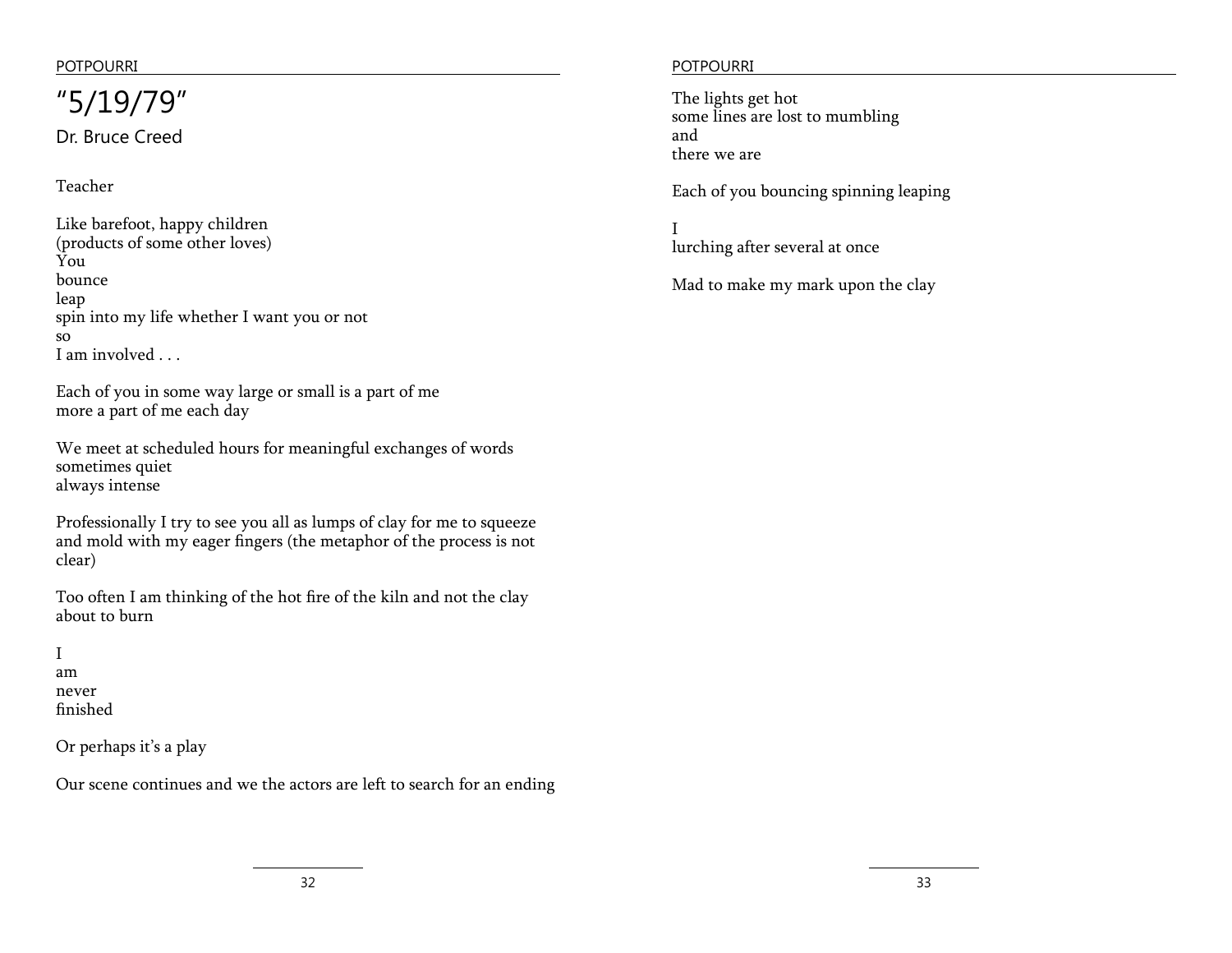# "5/19/79"

Dr. Bruce Creed

Teacher

Like barefoot, happy children
(products of some other loves)
You
bounce
leap
spin into my life whether I want you or not
so
I am involved . . .

Each of you in some way large or small is a part of me
more a part of me each day

We meet at scheduled hours for meaningful exchanges of words
sometimes quiet
always intense

Professionally I try to see you all as lumps of clay for me to squeeze and mold with my eager fingers (the metaphor of the process is not clear)

Too often I am thinking of the hot fire of the kiln and not the clay about to burn

I
am
never
finished

Or perhaps it's a play

Our scene continues and we the actors are left to search for an ending

The lights get hot
some lines are lost to mumbling
and
there we are

Each of you bouncing spinning leaping

I
lurching after several at once

Mad to make my mark upon the clay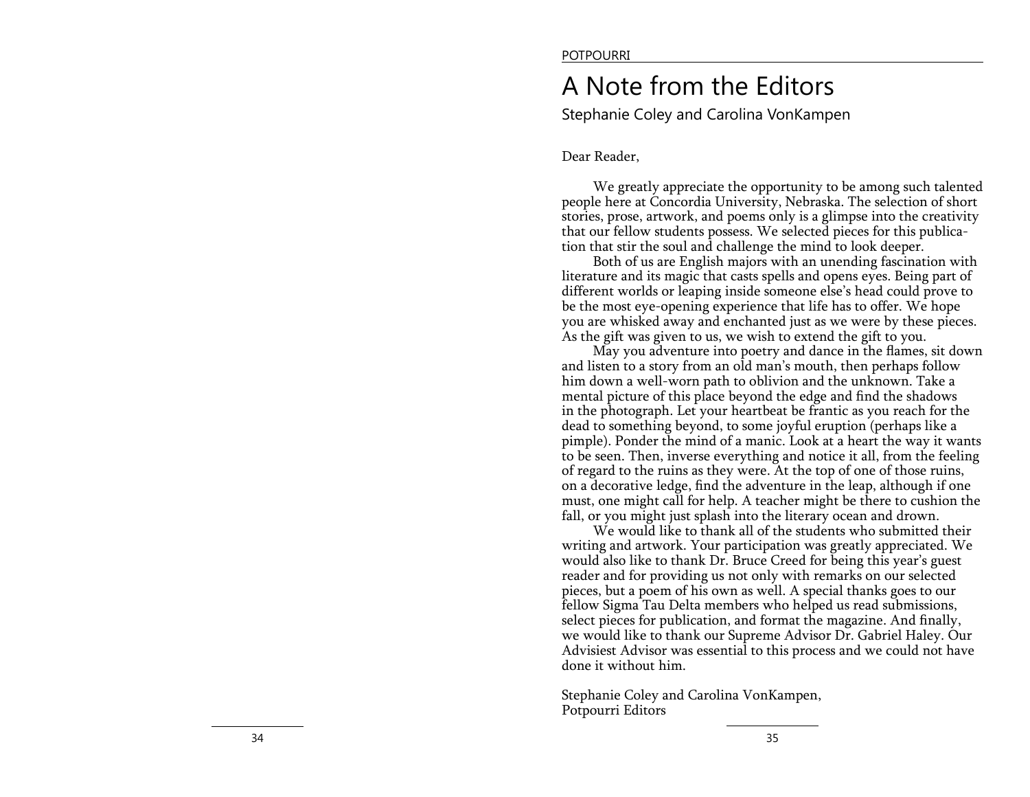# A Note from the Editors

Stephanie Coley and Carolina VonKampen

Dear Reader,

We greatly appreciate the opportunity to be among such talented people here at Concordia University, Nebraska. The selection of short stories, prose, artwork, and poems only is a glimpse into the creativity that our fellow students possess. We selected pieces for this publication that stir the soul and challenge the mind to look deeper.

Both of us are English majors with an unending fascination with literature and its magic that casts spells and opens eyes. Being part of different worlds or leaping inside someone else's head could prove to be the most eye-opening experience that life has to offer. We hope you are whisked away and enchanted just as we were by these pieces. As the gift was given to us, we wish to extend the gift to you.

May you adventure into poetry and dance in the flames, sit down and listen to a story from an old man's mouth, then perhaps follow him down a well-worn path to oblivion and the unknown. Take a mental picture of this place beyond the edge and find the shadows in the photograph. Let your heartbeat be frantic as you reach for the dead to something beyond, to some joyful eruption (perhaps like a pimple). Ponder the mind of a manic. Look at a heart the way it wants to be seen. Then, inverse everything and notice it all, from the feeling of regard to the ruins as they were. At the top of one of those ruins, on a decorative ledge, find the adventure in the leap, although if one must, one might call for help. A teacher might be there to cushion the fall, or you might just splash into the literary ocean and drown.

We would like to thank all of the students who submitted their writing and artwork. Your participation was greatly appreciated. We would also like to thank Dr. Bruce Creed for being this year's guest reader and for providing us not only with remarks on our selected pieces, but a poem of his own as well. A special thanks goes to our fellow Sigma Tau Delta members who helped us read submissions, select pieces for publication, and format the magazine. And finally, we would like to thank our Supreme Advisor Dr. Gabriel Haley. Our Advisiest Advisor was essential to this process and we could not have done it without him.

Stephanie Coley and Carolina VonKampen,
Potpourri Editors